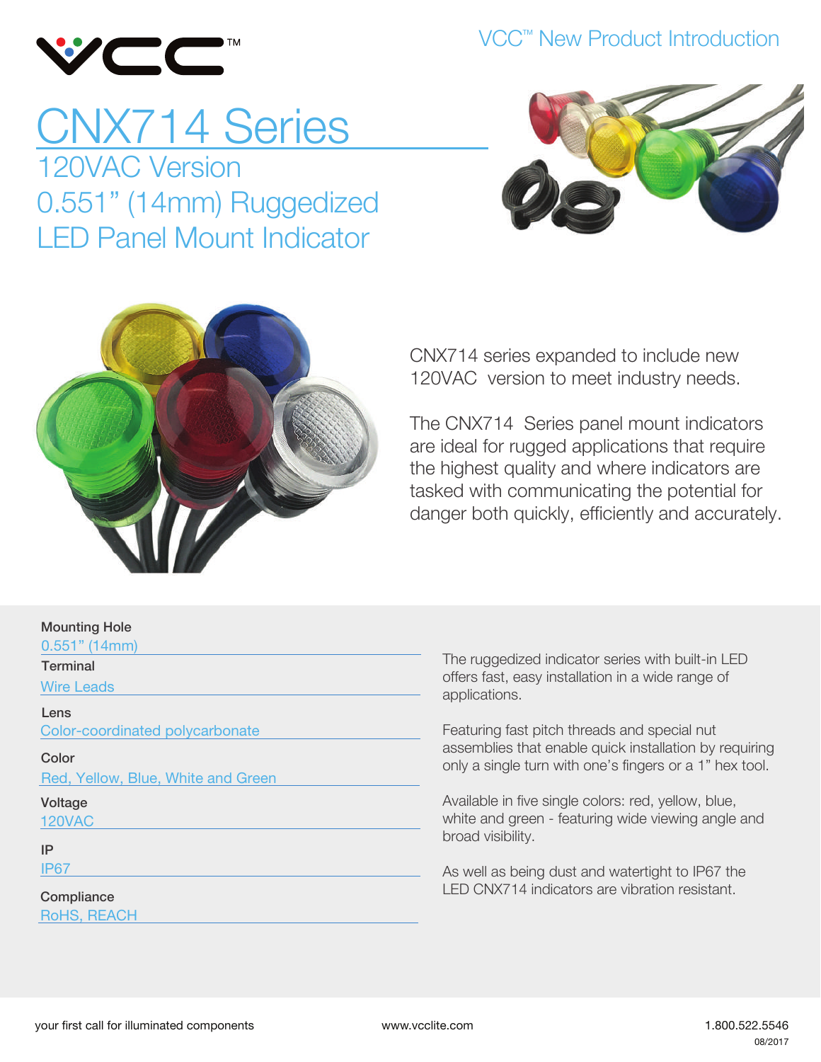VCC™ New Product Introduction

# CNX714 Series

## 120VAC Version
## 0.551" (14mm) Ruggedized LED Panel Mount Indicator

CNX714 series expanded to include new 120VAC version to meet industry needs.

The CNX714 Series panel mount indicators are ideal for rugged applications that require the highest quality and where indicators are tasked with communicating the potential for danger both quickly, efficiently and accurately.

**Mounting Hole**
0.551" (14mm)

**Terminal**
Wire Leads

**Lens**
Color-coordinated polycarbonate

**Color**
Red, Yellow, Blue, White and Green

**Voltage**
120VAC

**IP**
IP67

**Compliance**
RoHS, REACH

The ruggedized indicator series with built-in LED offers fast, easy installation in a wide range of applications.

Featuring fast pitch threads and special nut assemblies that enable quick installation by requiring only a single turn with one's fingers or a 1" hex tool.

Available in five single colors: red, yellow, blue, white and green - featuring wide viewing angle and broad visibility.

As well as being dust and watertight to IP67 the LED CNX714 indicators are vibration resistant.

your first call for illuminated components    www.vcclite.com    1.800.522.5546

08/2017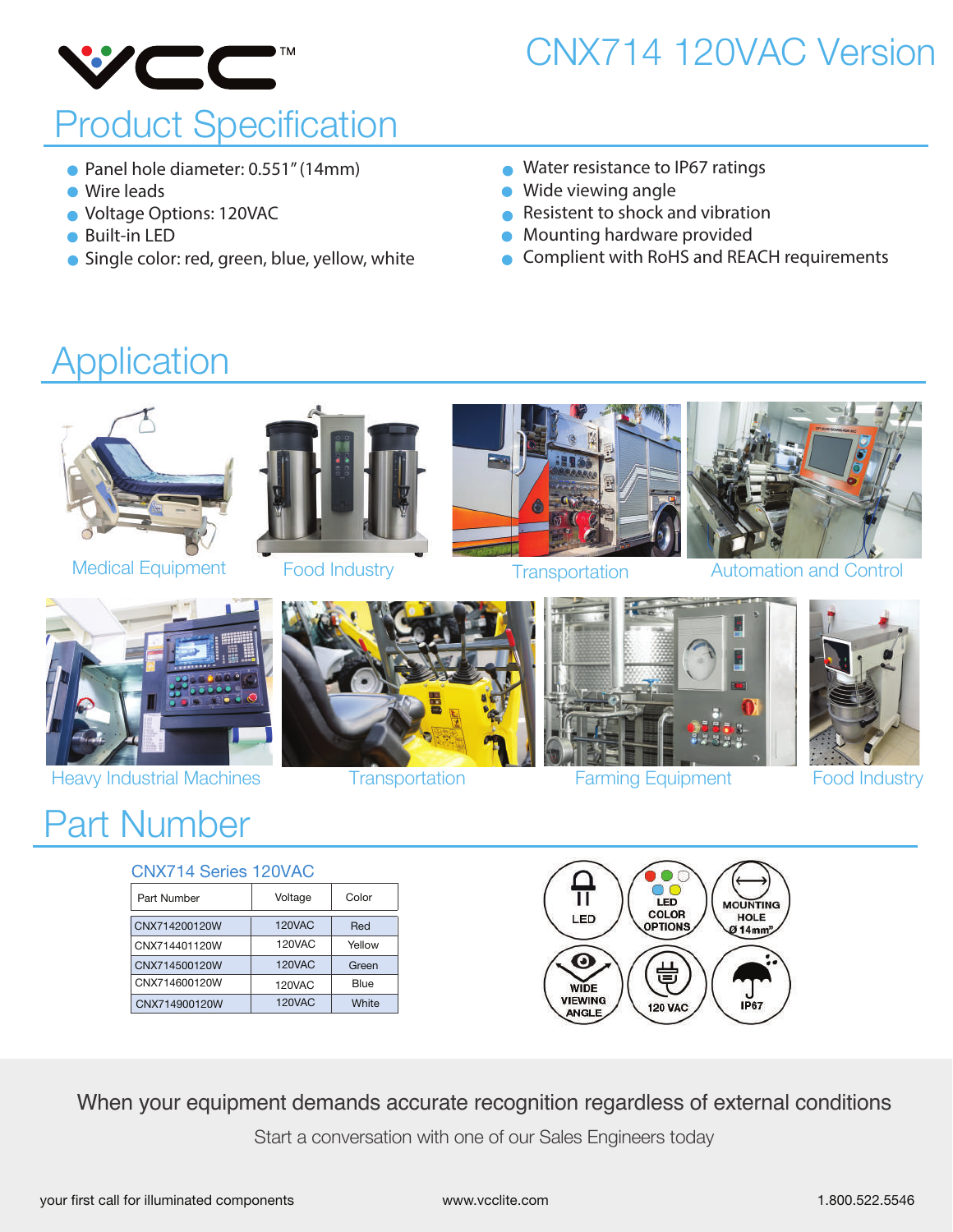# CNX714 120VAC Version

## Product Specification

- Panel hole diameter: 0.551" (14mm)
- Wire leads
- Voltage Options: 120VAC
- Built-in LED
- Single color: red, green, blue, yellow, white
- Water resistance to IP67 ratings
- Wide viewing angle
- Resistent to shock and vibration
- Mounting hardware provided
- Complient with RoHS and REACH requirements

## Application

Medical Equipment

Food Industry

Transportation

Automation and Control

Heavy Industrial Machines

Transportation

Farming Equipment

Food Industry

## Part Number

### CNX714 Series 120VAC

| Part Number | Voltage | Color |
|---|---|---|
| CNX714200120W | 120VAC | Red |
| CNX714401120W | 120VAC | Yellow |
| CNX714500120W | 120VAC | Green |
| CNX714600120W | 120VAC | Blue |
| CNX714900120W | 120VAC | White |

LED

LED COLOR OPTIONS

MOUNTING HOLE Ø 14mm"

WIDE VIEWING ANGLE

120 VAC

IP67

When your equipment demands accurate recognition regardless of external conditions

Start a conversation with one of our Sales Engineers today

your first call for illuminated components

www.vcclite.com

1.800.522.5546